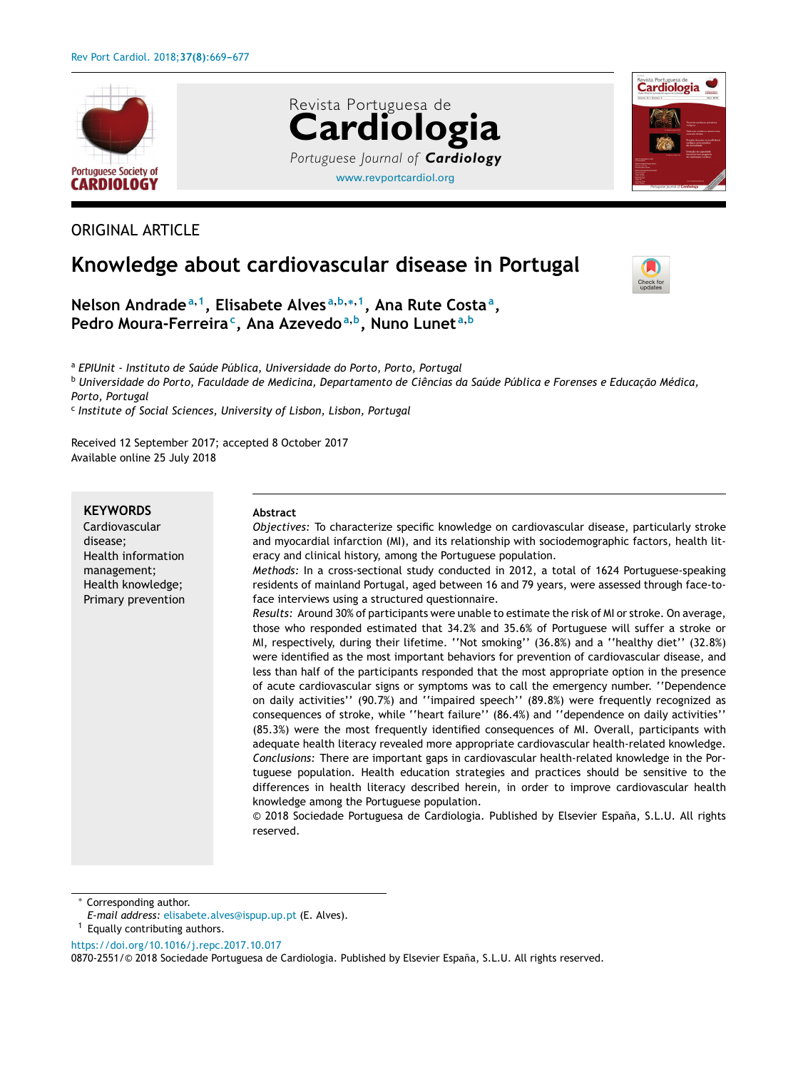ORIGINAL ARTICLE

# Knowledge about cardiovascular disease in Portugal

**Nelson Andrade**[a,1], **Elisabete Alves**[a,b,*,1], **Ana Rute Costa**[a], **Pedro Moura-Ferreira**[c], **Ana Azevedo**[a,b], **Nuno Lunet**[a,b]

[a] *EPIUnit - Instituto de Saúde Pública, Universidade do Porto, Porto, Portugal*
[b] *Universidade do Porto, Faculdade de Medicina, Departamento de Ciências da Saúde Pública e Forenses e Educação Médica, Porto, Portugal*
[c] *Institute of Social Sciences, University of Lisbon, Lisbon, Portugal*

Received 12 September 2017; accepted 8 October 2017
Available online 25 July 2018

**KEYWORDS**
Cardiovascular disease;
Health information management;
Health knowledge;
Primary prevention

**Abstract**

*Objectives:* To characterize specific knowledge on cardiovascular disease, particularly stroke and myocardial infarction (MI), and its relationship with sociodemographic factors, health literacy and clinical history, among the Portuguese population.

*Methods:* In a cross-sectional study conducted in 2012, a total of 1624 Portuguese-speaking residents of mainland Portugal, aged between 16 and 79 years, were assessed through face-to-face interviews using a structured questionnaire.

*Results:* Around 30% of participants were unable to estimate the risk of MI or stroke. On average, those who responded estimated that 34.2% and 35.6% of Portuguese will suffer a stroke or MI, respectively, during their lifetime. ''Not smoking'' (36.8%) and a ''healthy diet'' (32.8%) were identified as the most important behaviors for prevention of cardiovascular disease, and less than half of the participants responded that the most appropriate option in the presence of acute cardiovascular signs or symptoms was to call the emergency number. ''Dependence on daily activities'' (90.7%) and ''impaired speech'' (89.8%) were frequently recognized as consequences of stroke, while ''heart failure'' (86.4%) and ''dependence on daily activities'' (85.3%) were the most frequently identified consequences of MI. Overall, participants with adequate health literacy revealed more appropriate cardiovascular health-related knowledge.

*Conclusions:* There are important gaps in cardiovascular health-related knowledge in the Portuguese population. Health education strategies and practices should be sensitive to the differences in health literacy described herein, in order to improve cardiovascular health knowledge among the Portuguese population.

© 2018 Sociedade Portuguesa de Cardiologia. Published by Elsevier España, S.L.U. All rights reserved.

* Corresponding author.
*E-mail address:* elisabete.alves@ispup.up.pt (E. Alves).
[1] Equally contributing authors.

https://doi.org/10.1016/j.repc.2017.10.017
0870-2551/© 2018 Sociedade Portuguesa de Cardiologia. Published by Elsevier España, S.L.U. All rights reserved.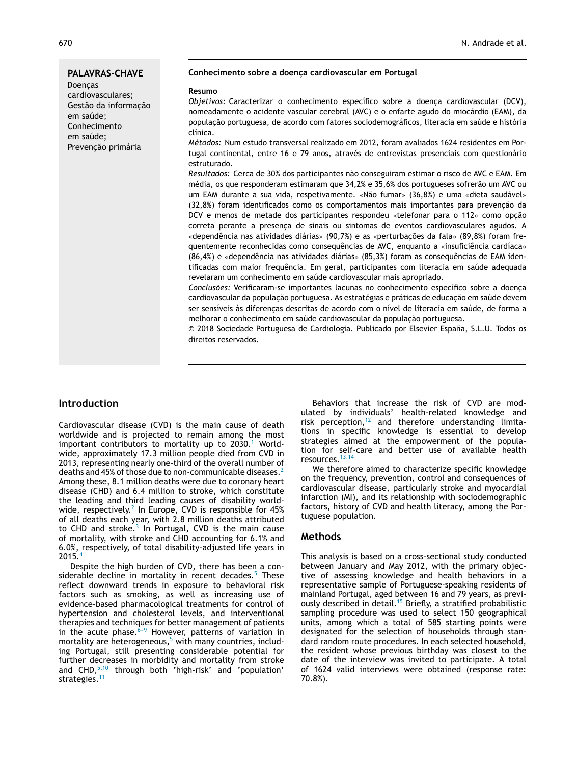**PALAVRAS-CHAVE**

Doenças cardiovasculares;
Gestão da informação em saúde;
Conhecimento em saúde;
Prevenção primária

**Conhecimento sobre a doença cardiovascular em Portugal**

**Resumo**

*Objetivos:* Caracterizar o conhecimento específico sobre a doença cardiovascular (DCV), nomeadamente o acidente vascular cerebral (AVC) e o enfarte agudo do miocárdio (EAM), da população portuguesa, de acordo com fatores sociodemográficos, literacia em saúde e história clínica.

*Métodos:* Num estudo transversal realizado em 2012, foram avaliados 1624 residentes em Portugal continental, entre 16 e 79 anos, através de entrevistas presenciais com questionário estruturado.

*Resultados:* Cerca de 30% dos participantes não conseguiram estimar o risco de AVC e EAM. Em média, os que responderam estimaram que 34,2% e 35,6% dos portugueses sofrerão um AVC ou um EAM durante a sua vida, respetivamente. «Não fumar» (36,8%) e uma «dieta saudável» (32,8%) foram identificados como os comportamentos mais importantes para prevenção da DCV e menos de metade dos participantes respondeu «telefonar para o 112» como opção correta perante a presença de sinais ou sintomas de eventos cardiovasculares agudos. A «dependência nas atividades diárias» (90,7%) e as «perturbações da fala» (89,8%) foram frequentemente reconhecidas como consequências de AVC, enquanto a «insuficiência cardíaca» (86,4%) e «dependência nas atividades diárias» (85,3%) foram as consequências de EAM identificadas com maior frequência. Em geral, participantes com literacia em saúde adequada revelaram um conhecimento em saúde cardiovascular mais apropriado.

*Conclusões:* Verificaram-se importantes lacunas no conhecimento específico sobre a doença cardiovascular da população portuguesa. As estratégias e práticas de educação em saúde devem ser sensíveis às diferenças descritas de acordo com o nível de literacia em saúde, de forma a melhorar o conhecimento em saúde cardiovascular da população portuguesa.

© 2018 Sociedade Portuguesa de Cardiologia. Publicado por Elsevier España, S.L.U. Todos os direitos reservados.

## Introduction

Cardiovascular disease (CVD) is the main cause of death worldwide and is projected to remain among the most important contributors to mortality up to 2030.[1] Worldwide, approximately 17.3 million people died from CVD in 2013, representing nearly one-third of the overall number of deaths and 45% of those due to non-communicable diseases.[2] Among these, 8.1 million deaths were due to coronary heart disease (CHD) and 6.4 million to stroke, which constitute the leading and third leading causes of disability worldwide, respectively.[2] In Europe, CVD is responsible for 45% of all deaths each year, with 2.8 million deaths attributed to CHD and stroke.[3] In Portugal, CVD is the main cause of mortality, with stroke and CHD accounting for 6.1% and 6.0%, respectively, of total disability-adjusted life years in 2015.[4]

Despite the high burden of CVD, there has been a considerable decline in mortality in recent decades.[5] These reflect downward trends in exposure to behavioral risk factors such as smoking, as well as increasing use of evidence-based pharmacological treatments for control of hypertension and cholesterol levels, and interventional therapies and techniques for better management of patients in the acute phase.[6–9] However, patterns of variation in mortality are heterogeneous,[5] with many countries, including Portugal, still presenting considerable potential for further decreases in morbidity and mortality from stroke and CHD,[5,10] through both 'high-risk' and 'population' strategies.[11]

Behaviors that increase the risk of CVD are modulated by individuals' health-related knowledge and risk perception,[12] and therefore understanding limitations in specific knowledge is essential to develop strategies aimed at the empowerment of the population for self-care and better use of available health resources.[13,14]

We therefore aimed to characterize specific knowledge on the frequency, prevention, control and consequences of cardiovascular disease, particularly stroke and myocardial infarction (MI), and its relationship with sociodemographic factors, history of CVD and health literacy, among the Portuguese population.

## Methods

This analysis is based on a cross-sectional study conducted between January and May 2012, with the primary objective of assessing knowledge and health behaviors in a representative sample of Portuguese-speaking residents of mainland Portugal, aged between 16 and 79 years, as previously described in detail.[15] Briefly, a stratified probabilistic sampling procedure was used to select 150 geographical units, among which a total of 585 starting points were designated for the selection of households through standard random route procedures. In each selected household, the resident whose previous birthday was closest to the date of the interview was invited to participate. A total of 1624 valid interviews were obtained (response rate: 70.8%).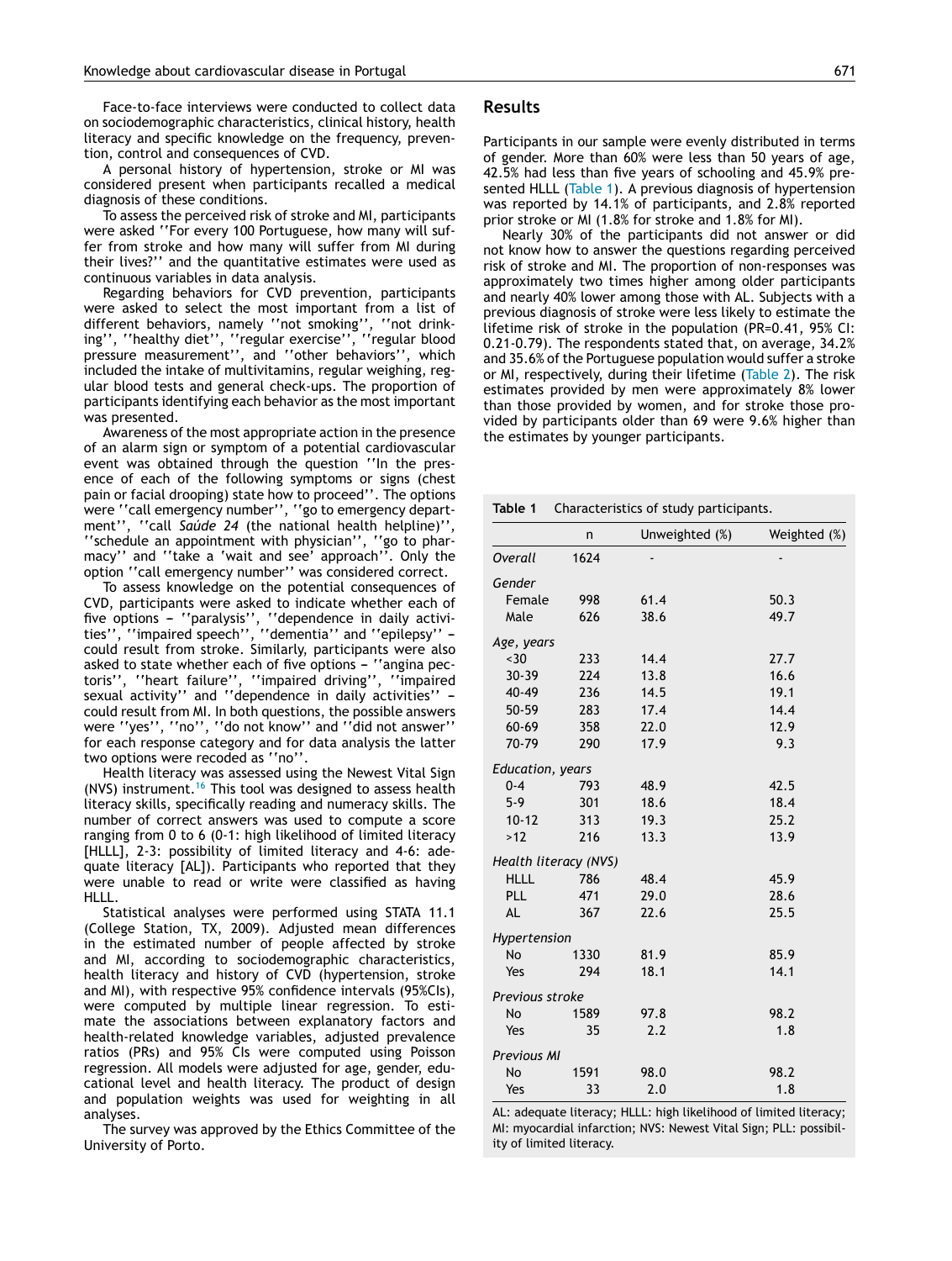Face-to-face interviews were conducted to collect data on sociodemographic characteristics, clinical history, health literacy and specific knowledge on the frequency, prevention, control and consequences of CVD.

A personal history of hypertension, stroke or MI was considered present when participants recalled a medical diagnosis of these conditions.

To assess the perceived risk of stroke and MI, participants were asked ''For every 100 Portuguese, how many will suffer from stroke and how many will suffer from MI during their lives?'' and the quantitative estimates were used as continuous variables in data analysis.

Regarding behaviors for CVD prevention, participants were asked to select the most important from a list of different behaviors, namely ''not smoking'', ''not drinking'', ''healthy diet'', ''regular exercise'', ''regular blood pressure measurement'', and ''other behaviors'', which included the intake of multivitamins, regular weighing, regular blood tests and general check-ups. The proportion of participants identifying each behavior as the most important was presented.

Awareness of the most appropriate action in the presence of an alarm sign or symptom of a potential cardiovascular event was obtained through the question ''In the presence of each of the following symptoms or signs (chest pain or facial drooping) state how to proceed''. The options were ''call emergency number'', ''go to emergency department'', ''call *Saúde 24* (the national health helpline)'', ''schedule an appointment with physician'', ''go to pharmacy'' and ''take a 'wait and see' approach''. Only the option ''call emergency number'' was considered correct.

To assess knowledge on the potential consequences of CVD, participants were asked to indicate whether each of five options – ''paralysis'', ''dependence in daily activities'', ''impaired speech'', ''dementia'' and ''epilepsy'' – could result from stroke. Similarly, participants were also asked to state whether each of five options – ''angina pectoris'', ''heart failure'', ''impaired driving'', ''impaired sexual activity'' and ''dependence in daily activities'' – could result from MI. In both questions, the possible answers were ''yes'', ''no'', ''do not know'' and ''did not answer'' for each response category and for data analysis the latter two options were recoded as ''no''.

Health literacy was assessed using the Newest Vital Sign (NVS) instrument.[16] This tool was designed to assess health literacy skills, specifically reading and numeracy skills. The number of correct answers was used to compute a score ranging from 0 to 6 (0-1: high likelihood of limited literacy [HLLL], 2-3: possibility of limited literacy and 4-6: adequate literacy [AL]). Participants who reported that they were unable to read or write were classified as having HLLL.

Statistical analyses were performed using STATA 11.1 (College Station, TX, 2009). Adjusted mean differences in the estimated number of people affected by stroke and MI, according to sociodemographic characteristics, health literacy and history of CVD (hypertension, stroke and MI), with respective 95% confidence intervals (95%CIs), were computed by multiple linear regression. To estimate the associations between explanatory factors and health-related knowledge variables, adjusted prevalence ratios (PRs) and 95% CIs were computed using Poisson regression. All models were adjusted for age, gender, educational level and health literacy. The product of design and population weights was used for weighting in all analyses.

The survey was approved by the Ethics Committee of the University of Porto.

## Results

Participants in our sample were evenly distributed in terms of gender. More than 60% were less than 50 years of age, 42.5% had less than five years of schooling and 45.9% presented HLLL (Table 1). A previous diagnosis of hypertension was reported by 14.1% of participants, and 2.8% reported prior stroke or MI (1.8% for stroke and 1.8% for MI).

Nearly 30% of the participants did not answer or did not know how to answer the questions regarding perceived risk of stroke and MI. The proportion of non-responses was approximately two times higher among older participants and nearly 40% lower among those with AL. Subjects with a previous diagnosis of stroke were less likely to estimate the lifetime risk of stroke in the population (PR=0.41, 95% CI: 0.21-0.79). The respondents stated that, on average, 34.2% and 35.6% of the Portuguese population would suffer a stroke or MI, respectively, during their lifetime (Table 2). The risk estimates provided by men were approximately 8% lower than those provided by women, and for stroke those provided by participants older than 69 were 9.6% higher than the estimates by younger participants.

**Table 1** Characteristics of study participants.

| | n | Unweighted (%) | Weighted (%) |
|---|---|---|---|
| *Overall* | 1624 | - | - |
| *Gender* | | | |
| Female | 998 | 61.4 | 50.3 |
| Male | 626 | 38.6 | 49.7 |
| *Age, years* | | | |
| <30 | 233 | 14.4 | 27.7 |
| 30-39 | 224 | 13.8 | 16.6 |
| 40-49 | 236 | 14.5 | 19.1 |
| 50-59 | 283 | 17.4 | 14.4 |
| 60-69 | 358 | 22.0 | 12.9 |
| 70-79 | 290 | 17.9 | 9.3 |
| *Education, years* | | | |
| 0-4 | 793 | 48.9 | 42.5 |
| 5-9 | 301 | 18.6 | 18.4 |
| 10-12 | 313 | 19.3 | 25.2 |
| >12 | 216 | 13.3 | 13.9 |
| *Health literacy (NVS)* | | | |
| HLLL | 786 | 48.4 | 45.9 |
| PLL | 471 | 29.0 | 28.6 |
| AL | 367 | 22.6 | 25.5 |
| *Hypertension* | | | |
| No | 1330 | 81.9 | 85.9 |
| Yes | 294 | 18.1 | 14.1 |
| *Previous stroke* | | | |
| No | 1589 | 97.8 | 98.2 |
| Yes | 35 | 2.2 | 1.8 |
| *Previous MI* | | | |
| No | 1591 | 98.0 | 98.2 |
| Yes | 33 | 2.0 | 1.8 |

AL: adequate literacy; HLLL: high likelihood of limited literacy; MI: myocardial infarction; NVS: Newest Vital Sign; PLL: possibility of limited literacy.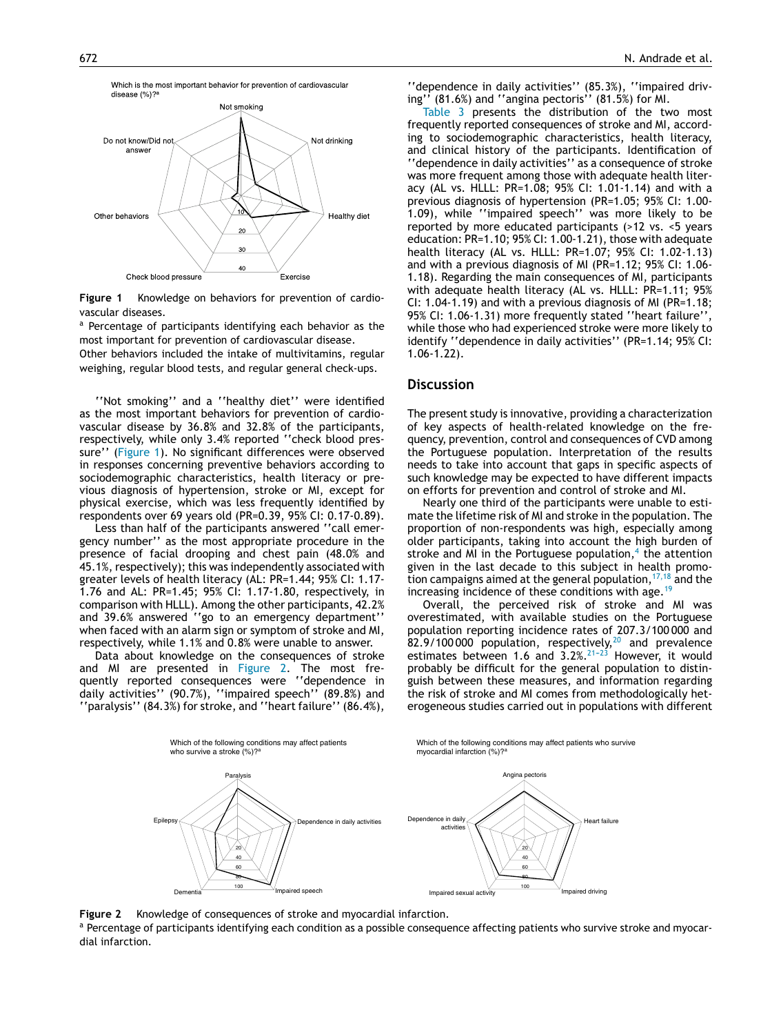Figure 1 Knowledge on behaviors for prevention of cardiovascular diseases.

[a] Percentage of participants identifying each behavior as the most important for prevention of cardiovascular disease.

Other behaviors included the intake of multivitamins, regular weighing, regular blood tests, and regular general check-ups.

''Not smoking'' and a ''healthy diet'' were identified as the most important behaviors for prevention of cardiovascular disease by 36.8% and 32.8% of the participants, respectively, while only 3.4% reported ''check blood pressure'' (Figure 1). No significant differences were observed in responses concerning preventive behaviors according to sociodemographic characteristics, health literacy or previous diagnosis of hypertension, stroke or MI, except for physical exercise, which was less frequently identified by respondents over 69 years old (PR=0.39, 95% CI: 0.17-0.89).

Less than half of the participants answered ''call emergency number'' as the most appropriate procedure in the presence of facial drooping and chest pain (48.0% and 45.1%, respectively); this was independently associated with greater levels of health literacy (AL: PR=1.44; 95% CI: 1.17-1.76 and AL: PR=1.45; 95% CI: 1.17-1.80, respectively, in comparison with HLLL). Among the other participants, 42.2% and 39.6% answered ''go to an emergency department'' when faced with an alarm sign or symptom of stroke and MI, respectively, while 1.1% and 0.8% were unable to answer.

Data about knowledge on the consequences of stroke and MI are presented in Figure 2. The most frequently reported consequences were ''dependence in daily activities'' (90.7%), ''impaired speech'' (89.8%) and ''paralysis'' (84.3%) for stroke, and ''heart failure'' (86.4%), ''dependence in daily activities'' (85.3%), ''impaired driving'' (81.6%) and ''angina pectoris'' (81.5%) for MI.

Table 3 presents the distribution of the two most frequently reported consequences of stroke and MI, according to sociodemographic characteristics, health literacy, and clinical history of the participants. Identification of ''dependence in daily activities'' as a consequence of stroke was more frequent among those with adequate health literacy (AL vs. HLLL: PR=1.08; 95% CI: 1.01-1.14) and with a previous diagnosis of hypertension (PR=1.05; 95% CI: 1.00-1.09), while ''impaired speech'' was more likely to be reported by more educated participants (>12 vs. <5 years education: PR=1.10; 95% CI: 1.00-1.21), those with adequate health literacy (AL vs. HLLL: PR=1.07; 95% CI: 1.02-1.13) and with a previous diagnosis of MI (PR=1.12; 95% CI: 1.06-1.18). Regarding the main consequences of MI, participants with adequate health literacy (AL vs. HLLL: PR=1.11; 95% CI: 1.04-1.19) and with a previous diagnosis of MI (PR=1.18; 95% CI: 1.06-1.31) more frequently stated ''heart failure'', while those who had experienced stroke were more likely to identify ''dependence in daily activities'' (PR=1.14; 95% CI: 1.06-1.22).

## Discussion

The present study is innovative, providing a characterization of key aspects of health-related knowledge on the frequency, prevention, control and consequences of CVD among the Portuguese population. Interpretation of the results needs to take into account that gaps in specific aspects of such knowledge may be expected to have different impacts on efforts for prevention and control of stroke and MI.

Nearly one third of the participants were unable to estimate the lifetime risk of MI and stroke in the population. The proportion of non-respondents was high, especially among older participants, taking into account the high burden of stroke and MI in the Portuguese population,[4] the attention given in the last decade to this subject in health promotion campaigns aimed at the general population,[17,18] and the increasing incidence of these conditions with age.[19]

Overall, the perceived risk of stroke and MI was overestimated, with available studies on the Portuguese population reporting incidence rates of 207.3/100 000 and 82.9/100 000 population, respectively,[20] and prevalence estimates between 1.6 and 3.2%.[21-23] However, it would probably be difficult for the general population to distinguish between these measures, and information regarding the risk of stroke and MI comes from methodologically heterogeneous studies carried out in populations with different

Figure 2 Knowledge of consequences of stroke and myocardial infarction.

[a] Percentage of participants identifying each condition as a possible consequence affecting patients who survive stroke and myocardial infarction.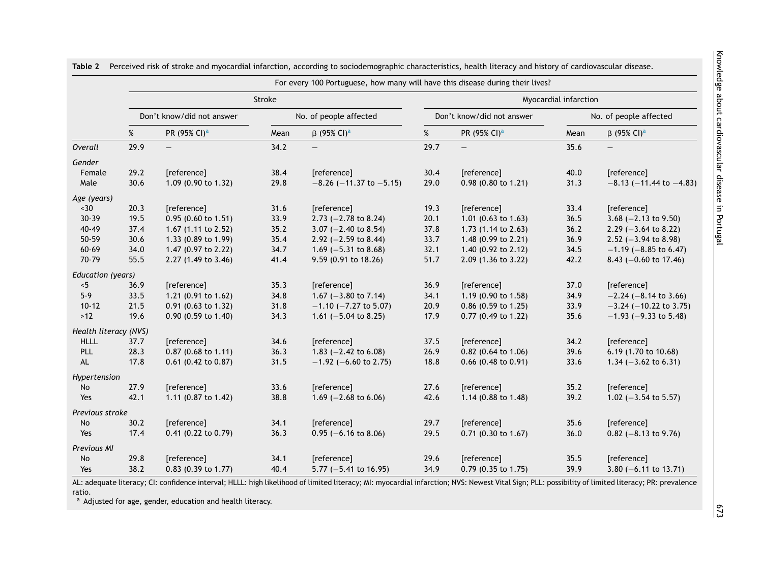**Table 2** Perceived risk of stroke and myocardial infarction, according to sociodemographic characteristics, health literacy and history of cardiovascular disease.

| | For every 100 Portuguese, how many will have this disease during their lives? | | | | | | | |
|---|---|---|---|---|---|---|---|---|
| | Stroke | | | | Myocardial infarction | | | |
| | Don't know/did not answer | | No. of people affected | | Don't know/did not answer | | No. of people affected | |
| | % | PR (95% CI)[a] | Mean | β (95% CI)[a] | % | PR (95% CI)[a] | Mean | β (95% CI)[a] |
| *Overall* | 29.9 | — | 34.2 | — | 29.7 | — | 35.6 | — |
| *Gender* | | | | | | | | |
| Female | 29.2 | [reference] | 38.4 | [reference] | 30.4 | [reference] | 40.0 | [reference] |
| Male | 30.6 | 1.09 (0.90 to 1.32) | 29.8 | −8.26 (−11.37 to −5.15) | 29.0 | 0.98 (0.80 to 1.21) | 31.3 | −8.13 (−11.44 to −4.83) |
| *Age (years)* | | | | | | | | |
| <30 | 20.3 | [reference] | 31.6 | [reference] | 19.3 | [reference] | 33.4 | [reference] |
| 30-39 | 19.5 | 0.95 (0.60 to 1.51) | 33.9 | 2.73 (−2.78 to 8.24) | 20.1 | 1.01 (0.63 to 1.63) | 36.5 | 3.68 (−2.13 to 9.50) |
| 40-49 | 37.4 | 1.67 (1.11 to 2.52) | 35.2 | 3.07 (−2.40 to 8.54) | 37.8 | 1.73 (1.14 to 2.63) | 36.2 | 2.29 (−3.64 to 8.22) |
| 50-59 | 30.6 | 1.33 (0.89 to 1.99) | 35.4 | 2.92 (−2.59 to 8.44) | 33.7 | 1.48 (0.99 to 2.21) | 36.9 | 2.52 (−3.94 to 8.98) |
| 60-69 | 34.0 | 1.47 (0.97 to 2.22) | 34.7 | 1.69 (−5.31 to 8.68) | 32.1 | 1.40 (0.92 to 2.12) | 34.5 | −1.19 (−8.85 to 6.47) |
| 70-79 | 55.5 | 2.27 (1.49 to 3.46) | 41.4 | 9.59 (0.91 to 18.26) | 51.7 | 2.09 (1.36 to 3.22) | 42.2 | 8.43 (−0.60 to 17.46) |
| *Education (years)* | | | | | | | | |
| <5 | 36.9 | [reference] | 35.3 | [reference] | 36.9 | [reference] | 37.0 | [reference] |
| 5-9 | 33.5 | 1.21 (0.91 to 1.62) | 34.8 | 1.67 (−3.80 to 7.14) | 34.1 | 1.19 (0.90 to 1.58) | 34.9 | −2.24 (−8.14 to 3.66) |
| 10-12 | 21.5 | 0.91 (0.63 to 1.32) | 31.8 | −1.10 (−7.27 to 5.07) | 20.9 | 0.86 (0.59 to 1.25) | 33.9 | −3.24 (−10.22 to 3.75) |
| >12 | 19.6 | 0.90 (0.59 to 1.40) | 34.3 | 1.61 (−5.04 to 8.25) | 17.9 | 0.77 (0.49 to 1.22) | 35.6 | −1.93 (−9.33 to 5.48) |
| *Health literacy (NVS)* | | | | | | | | |
| HLLL | 37.7 | [reference] | 34.6 | [reference] | 37.5 | [reference] | 34.2 | [reference] |
| PLL | 28.3 | 0.87 (0.68 to 1.11) | 36.3 | 1.83 (−2.42 to 6.08) | 26.9 | 0.82 (0.64 to 1.06) | 39.6 | 6.19 (1.70 to 10.68) |
| AL | 17.8 | 0.61 (0.42 to 0.87) | 31.5 | −1.92 (−6.60 to 2.75) | 18.8 | 0.66 (0.48 to 0.91) | 33.6 | 1.34 (−3.62 to 6.31) |
| *Hypertension* | | | | | | | | |
| No | 27.9 | [reference] | 33.6 | [reference] | 27.6 | [reference] | 35.2 | [reference] |
| Yes | 42.1 | 1.11 (0.87 to 1.42) | 38.8 | 1.69 (−2.68 to 6.06) | 42.6 | 1.14 (0.88 to 1.48) | 39.2 | 1.02 (−3.54 to 5.57) |
| *Previous stroke* | | | | | | | | |
| No | 30.2 | [reference] | 34.1 | [reference] | 29.7 | [reference] | 35.6 | [reference] |
| Yes | 17.4 | 0.41 (0.22 to 0.79) | 36.3 | 0.95 (−6.16 to 8.06) | 29.5 | 0.71 (0.30 to 1.67) | 36.0 | 0.82 (−8.13 to 9.76) |
| *Previous MI* | | | | | | | | |
| No | 29.8 | [reference] | 34.1 | [reference] | 29.6 | [reference] | 35.5 | [reference] |
| Yes | 38.2 | 0.83 (0.39 to 1.77) | 40.4 | 5.77 (−5.41 to 16.95) | 34.9 | 0.79 (0.35 to 1.75) | 39.9 | 3.80 (−6.11 to 13.71) |

AL: adequate literacy; CI: confidence interval; HLLL: high likelihood of limited literacy; MI: myocardial infarction; NVS: Newest Vital Sign; PLL: possibility of limited literacy; PR: prevalence ratio.

[a] Adjusted for age, gender, education and health literacy.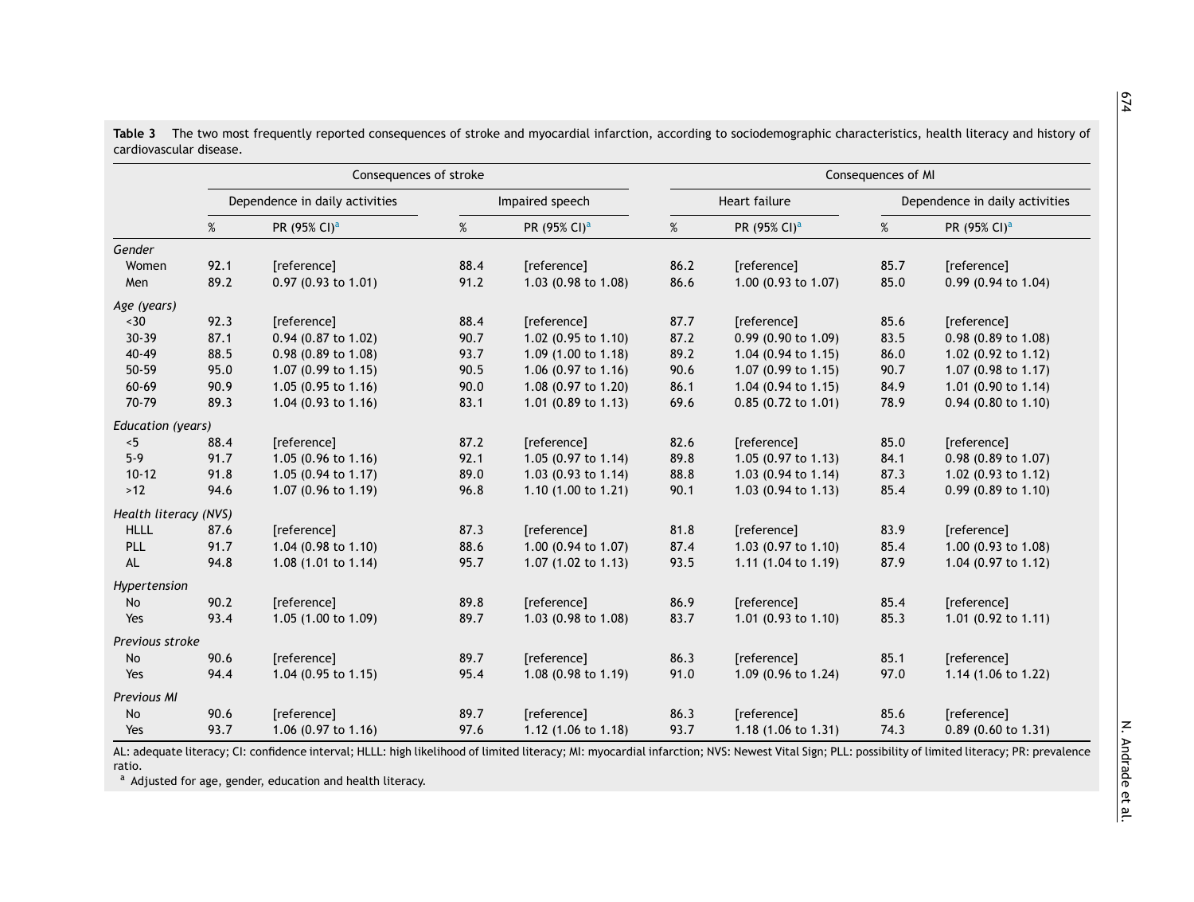**Table 3** The two most frequently reported consequences of stroke and myocardial infarction, according to sociodemographic characteristics, health literacy and history of cardiovascular disease.

| | Consequences of stroke | | | | Consequences of MI | | | |
|---|---|---|---|---|---|---|---|---|
| | Dependence in daily activities | | Impaired speech | | Heart failure | | Dependence in daily activities | |
| | % | PR (95% CI)[a] | % | PR (95% CI)[a] | % | PR (95% CI)[a] | % | PR (95% CI)[a] |
| *Gender* | | | | | | | | |
| Women | 92.1 | [reference] | 88.4 | [reference] | 86.2 | [reference] | 85.7 | [reference] |
| Men | 89.2 | 0.97 (0.93 to 1.01) | 91.2 | 1.03 (0.98 to 1.08) | 86.6 | 1.00 (0.93 to 1.07) | 85.0 | 0.99 (0.94 to 1.04) |
| *Age (years)* | | | | | | | | |
| <30 | 92.3 | [reference] | 88.4 | [reference] | 87.7 | [reference] | 85.6 | [reference] |
| 30-39 | 87.1 | 0.94 (0.87 to 1.02) | 90.7 | 1.02 (0.95 to 1.10) | 87.2 | 0.99 (0.90 to 1.09) | 83.5 | 0.98 (0.89 to 1.08) |
| 40-49 | 88.5 | 0.98 (0.89 to 1.08) | 93.7 | 1.09 (1.00 to 1.18) | 89.2 | 1.04 (0.94 to 1.15) | 86.0 | 1.02 (0.92 to 1.12) |
| 50-59 | 95.0 | 1.07 (0.99 to 1.15) | 90.5 | 1.06 (0.97 to 1.16) | 90.6 | 1.07 (0.99 to 1.15) | 90.7 | 1.07 (0.98 to 1.17) |
| 60-69 | 90.9 | 1.05 (0.95 to 1.16) | 90.0 | 1.08 (0.97 to 1.20) | 86.1 | 1.04 (0.94 to 1.15) | 84.9 | 1.01 (0.90 to 1.14) |
| 70-79 | 89.3 | 1.04 (0.93 to 1.16) | 83.1 | 1.01 (0.89 to 1.13) | 69.6 | 0.85 (0.72 to 1.01) | 78.9 | 0.94 (0.80 to 1.10) |
| *Education (years)* | | | | | | | | |
| <5 | 88.4 | [reference] | 87.2 | [reference] | 82.6 | [reference] | 85.0 | [reference] |
| 5-9 | 91.7 | 1.05 (0.96 to 1.16) | 92.1 | 1.05 (0.97 to 1.14) | 89.8 | 1.05 (0.97 to 1.13) | 84.1 | 0.98 (0.89 to 1.07) |
| 10-12 | 91.8 | 1.05 (0.94 to 1.17) | 89.0 | 1.03 (0.93 to 1.14) | 88.8 | 1.03 (0.94 to 1.14) | 87.3 | 1.02 (0.93 to 1.12) |
| >12 | 94.6 | 1.07 (0.96 to 1.19) | 96.8 | 1.10 (1.00 to 1.21) | 90.1 | 1.03 (0.94 to 1.13) | 85.4 | 0.99 (0.89 to 1.10) |
| *Health literacy (NVS)* | | | | | | | | |
| HLLL | 87.6 | [reference] | 87.3 | [reference] | 81.8 | [reference] | 83.9 | [reference] |
| PLL | 91.7 | 1.04 (0.98 to 1.10) | 88.6 | 1.00 (0.94 to 1.07) | 87.4 | 1.03 (0.97 to 1.10) | 85.4 | 1.00 (0.93 to 1.08) |
| AL | 94.8 | 1.08 (1.01 to 1.14) | 95.7 | 1.07 (1.02 to 1.13) | 93.5 | 1.11 (1.04 to 1.19) | 87.9 | 1.04 (0.97 to 1.12) |
| *Hypertension* | | | | | | | | |
| No | 90.2 | [reference] | 89.8 | [reference] | 86.9 | [reference] | 85.4 | [reference] |
| Yes | 93.4 | 1.05 (1.00 to 1.09) | 89.7 | 1.03 (0.98 to 1.08) | 83.7 | 1.01 (0.93 to 1.10) | 85.3 | 1.01 (0.92 to 1.11) |
| *Previous stroke* | | | | | | | | |
| No | 90.6 | [reference] | 89.7 | [reference] | 86.3 | [reference] | 85.1 | [reference] |
| Yes | 94.4 | 1.04 (0.95 to 1.15) | 95.4 | 1.08 (0.98 to 1.19) | 91.0 | 1.09 (0.96 to 1.24) | 97.0 | 1.14 (1.06 to 1.22) |
| *Previous MI* | | | | | | | | |
| No | 90.6 | [reference] | 89.7 | [reference] | 86.3 | [reference] | 85.6 | [reference] |
| Yes | 93.7 | 1.06 (0.97 to 1.16) | 97.6 | 1.12 (1.06 to 1.18) | 93.7 | 1.18 (1.06 to 1.31) | 74.3 | 0.89 (0.60 to 1.31) |

AL: adequate literacy; CI: confidence interval; HLLL: high likelihood of limited literacy; MI: myocardial infarction; NVS: Newest Vital Sign; PLL: possibility of limited literacy; PR: prevalence ratio.

[a] Adjusted for age, gender, education and health literacy.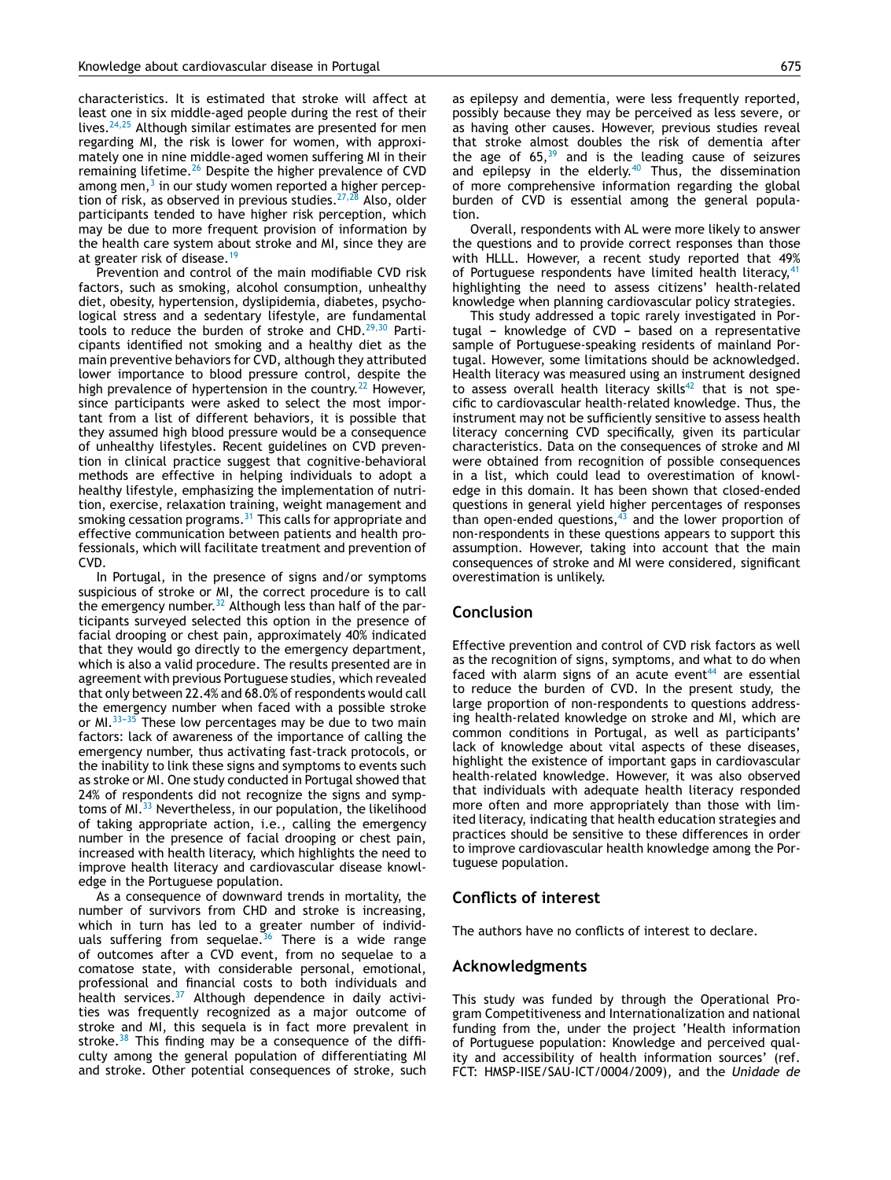characteristics. It is estimated that stroke will affect at least one in six middle-aged people during the rest of their lives.[24,25] Although similar estimates are presented for men regarding MI, the risk is lower for women, with approximately one in nine middle-aged women suffering MI in their remaining lifetime.[26] Despite the higher prevalence of CVD among men,[3] in our study women reported a higher perception of risk, as observed in previous studies.[27,28] Also, older participants tended to have higher risk perception, which may be due to more frequent provision of information by the health care system about stroke and MI, since they are at greater risk of disease.[19]

Prevention and control of the main modifiable CVD risk factors, such as smoking, alcohol consumption, unhealthy diet, obesity, hypertension, dyslipidemia, diabetes, psychological stress and a sedentary lifestyle, are fundamental tools to reduce the burden of stroke and CHD.[29,30] Participants identified not smoking and a healthy diet as the main preventive behaviors for CVD, although they attributed lower importance to blood pressure control, despite the high prevalence of hypertension in the country.[22] However, since participants were asked to select the most important from a list of different behaviors, it is possible that they assumed high blood pressure would be a consequence of unhealthy lifestyles. Recent guidelines on CVD prevention in clinical practice suggest that cognitive-behavioral methods are effective in helping individuals to adopt a healthy lifestyle, emphasizing the implementation of nutrition, exercise, relaxation training, weight management and smoking cessation programs.[31] This calls for appropriate and effective communication between patients and health professionals, which will facilitate treatment and prevention of CVD.

In Portugal, in the presence of signs and/or symptoms suspicious of stroke or MI, the correct procedure is to call the emergency number.[32] Although less than half of the participants surveyed selected this option in the presence of facial drooping or chest pain, approximately 40% indicated that they would go directly to the emergency department, which is also a valid procedure. The results presented are in agreement with previous Portuguese studies, which revealed that only between 22.4% and 68.0% of respondents would call the emergency number when faced with a possible stroke or MI.[33-35] These low percentages may be due to two main factors: lack of awareness of the importance of calling the emergency number, thus activating fast-track protocols, or the inability to link these signs and symptoms to events such as stroke or MI. One study conducted in Portugal showed that 24% of respondents did not recognize the signs and symptoms of MI.[33] Nevertheless, in our population, the likelihood of taking appropriate action, i.e., calling the emergency number in the presence of facial drooping or chest pain, increased with health literacy, which highlights the need to improve health literacy and cardiovascular disease knowledge in the Portuguese population.

As a consequence of downward trends in mortality, the number of survivors from CHD and stroke is increasing, which in turn has led to a greater number of individuals suffering from sequelae.[36] There is a wide range of outcomes after a CVD event, from no sequelae to a comatose state, with considerable personal, emotional, professional and financial costs to both individuals and health services.[37] Although dependence in daily activities was frequently recognized as a major outcome of stroke and MI, this sequela is in fact more prevalent in stroke.[38] This finding may be a consequence of the difficulty among the general population of differentiating MI and stroke. Other potential consequences of stroke, such as epilepsy and dementia, were less frequently reported, possibly because they may be perceived as less severe, or as having other causes. However, previous studies reveal that stroke almost doubles the risk of dementia after the age of 65,[39] and is the leading cause of seizures and epilepsy in the elderly.[40] Thus, the dissemination of more comprehensive information regarding the global burden of CVD is essential among the general population.

Overall, respondents with AL were more likely to answer the questions and to provide correct responses than those with HLLL. However, a recent study reported that 49% of Portuguese respondents have limited health literacy,[41] highlighting the need to assess citizens' health-related knowledge when planning cardiovascular policy strategies.

This study addressed a topic rarely investigated in Portugal – knowledge of CVD – based on a representative sample of Portuguese-speaking residents of mainland Portugal. However, some limitations should be acknowledged. Health literacy was measured using an instrument designed to assess overall health literacy skills[42] that is not specific to cardiovascular health-related knowledge. Thus, the instrument may not be sufficiently sensitive to assess health literacy concerning CVD specifically, given its particular characteristics. Data on the consequences of stroke and MI were obtained from recognition of possible consequences in a list, which could lead to overestimation of knowledge in this domain. It has been shown that closed-ended questions in general yield higher percentages of responses than open-ended questions,[43] and the lower proportion of non-respondents in these questions appears to support this assumption. However, taking into account that the main consequences of stroke and MI were considered, significant overestimation is unlikely.

## Conclusion

Effective prevention and control of CVD risk factors as well as the recognition of signs, symptoms, and what to do when faced with alarm signs of an acute event[44] are essential to reduce the burden of CVD. In the present study, the large proportion of non-respondents to questions addressing health-related knowledge on stroke and MI, which are common conditions in Portugal, as well as participants' lack of knowledge about vital aspects of these diseases, highlight the existence of important gaps in cardiovascular health-related knowledge. However, it was also observed that individuals with adequate health literacy responded more often and more appropriately than those with limited literacy, indicating that health education strategies and practices should be sensitive to these differences in order to improve cardiovascular health knowledge among the Portuguese population.

## Conflicts of interest

The authors have no conflicts of interest to declare.

## Acknowledgments

This study was funded by through the Operational Program Competitiveness and Internationalization and national funding from the, under the project 'Health information of Portuguese population: Knowledge and perceived quality and accessibility of health information sources' (ref. FCT: HMSP-IISE/SAU-ICT/0004/2009), and the *Unidade de*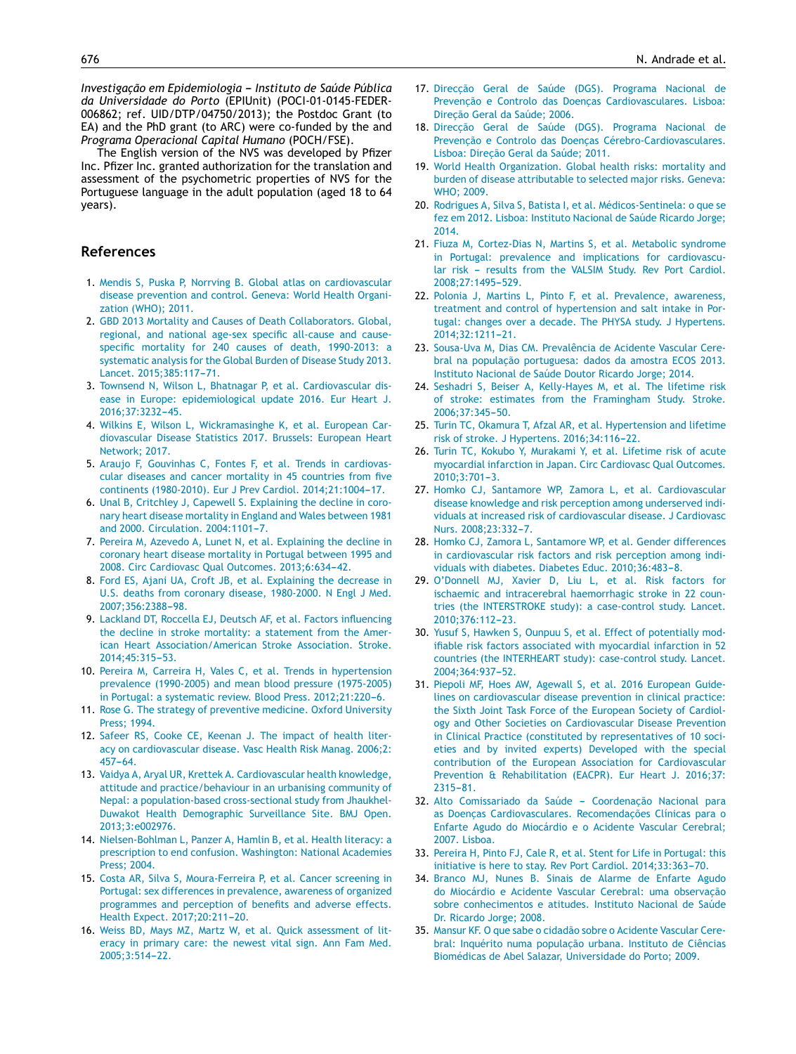*Investigação em Epidemiologia – Instituto de Saúde Pública da Universidade do Porto* (EPIUnit) (POCI-01-0145-FEDER-006862; ref. UID/DTP/04750/2013); the Postdoc Grant (to EA) and the PhD grant (to ARC) were co-funded by the and *Programa Operacional Capital Humano* (POCH/FSE).

The English version of the NVS was developed by Pfizer Inc. Pfizer Inc. granted authorization for the translation and assessment of the psychometric properties of NVS for the Portuguese language in the adult population (aged 18 to 64 years).

## References

1. Mendis S, Puska P, Norrving B. Global atlas on cardiovascular disease prevention and control. Geneva: World Health Organization (WHO); 2011.
2. GBD 2013 Mortality and Causes of Death Collaborators. Global, regional, and national age-sex specific all-cause and cause-specific mortality for 240 causes of death, 1990-2013: a systematic analysis for the Global Burden of Disease Study 2013. Lancet. 2015;385:117–71.
3. Townsend N, Wilson L, Bhatnagar P, et al. Cardiovascular disease in Europe: epidemiological update 2016. Eur Heart J. 2016;37:3232–45.
4. Wilkins E, Wilson L, Wickramasinghe K, et al. European Cardiovascular Disease Statistics 2017. Brussels: European Heart Network; 2017.
5. Araujo F, Gouvinhas C, Fontes F, et al. Trends in cardiovascular diseases and cancer mortality in 45 countries from five continents (1980-2010). Eur J Prev Cardiol. 2014;21:1004–17.
6. Unal B, Critchley J, Capewell S. Explaining the decline in coronary heart disease mortality in England and Wales between 1981 and 2000. Circulation. 2004:1101–7.
7. Pereira M, Azevedo A, Lunet N, et al. Explaining the decline in coronary heart disease mortality in Portugal between 1995 and 2008. Circ Cardiovasc Qual Outcomes. 2013;6:634–42.
8. Ford ES, Ajani UA, Croft JB, et al. Explaining the decrease in U.S. deaths from coronary disease, 1980-2000. N Engl J Med. 2007;356:2388–98.
9. Lackland DT, Roccella EJ, Deutsch AF, et al. Factors influencing the decline in stroke mortality: a statement from the American Heart Association/American Stroke Association. Stroke. 2014;45:315–53.
10. Pereira M, Carreira H, Vales C, et al. Trends in hypertension prevalence (1990-2005) and mean blood pressure (1975-2005) in Portugal: a systematic review. Blood Press. 2012;21:220–6.
11. Rose G. The strategy of preventive medicine. Oxford University Press; 1994.
12. Safeer RS, Cooke CE, Keenan J. The impact of health literacy on cardiovascular disease. Vasc Health Risk Manag. 2006;2: 457–64.
13. Vaidya A, Aryal UR, Krettek A. Cardiovascular health knowledge, attitude and practice/behaviour in an urbanising community of Nepal: a population-based cross-sectional study from Jhaukhel-Duwakot Health Demographic Surveillance Site. BMJ Open. 2013;3:e002976.
14. Nielsen-Bohlman L, Panzer A, Hamlin B, et al. Health literacy: a prescription to end confusion. Washington: National Academies Press; 2004.
15. Costa AR, Silva S, Moura-Ferreira P, et al. Cancer screening in Portugal: sex differences in prevalence, awareness of organized programmes and perception of benefits and adverse effects. Health Expect. 2017;20:211–20.
16. Weiss BD, Mays MZ, Martz W, et al. Quick assessment of literacy in primary care: the newest vital sign. Ann Fam Med. 2005;3:514–22.
17. Direcção Geral de Saúde (DGS). Programa Nacional de Prevenção e Controlo das Doenças Cardiovasculares. Lisboa: Direção Geral da Saúde; 2006.
18. Direcção Geral de Saúde (DGS). Programa Nacional de Prevenção e Controlo das Doenças Cérebro-Cardiovasculares. Lisboa: Direção Geral da Saúde; 2011.
19. World Health Organization. Global health risks: mortality and burden of disease attributable to selected major risks. Geneva: WHO; 2009.
20. Rodrigues A, Silva S, Batista I, et al. Médicos-Sentinela: o que se fez em 2012. Lisboa: Instituto Nacional de Saúde Ricardo Jorge; 2014.
21. Fiuza M, Cortez-Dias N, Martins S, et al. Metabolic syndrome in Portugal: prevalence and implications for cardiovascular risk – results from the VALSIM Study. Rev Port Cardiol. 2008;27:1495–529.
22. Polonia J, Martins L, Pinto F, et al. Prevalence, awareness, treatment and control of hypertension and salt intake in Portugal: changes over a decade. The PHYSA study. J Hypertens. 2014;32:1211–21.
23. Sousa-Uva M, Dias CM. Prevalência de Acidente Vascular Cerebral na população portuguesa: dados da amostra ECOS 2013. Instituto Nacional de Saúde Doutor Ricardo Jorge; 2014.
24. Seshadri S, Beiser A, Kelly-Hayes M, et al. The lifetime risk of stroke: estimates from the Framingham Study. Stroke. 2006;37:345–50.
25. Turin TC, Okamura T, Afzal AR, et al. Hypertension and lifetime risk of stroke. J Hypertens. 2016;34:116–22.
26. Turin TC, Kokubo Y, Murakami Y, et al. Lifetime risk of acute myocardial infarction in Japan. Circ Cardiovasc Qual Outcomes. 2010;3:701–3.
27. Homko CJ, Santamore WP, Zamora L, et al. Cardiovascular disease knowledge and risk perception among underserved individuals at increased risk of cardiovascular disease. J Cardiovasc Nurs. 2008;23:332–7.
28. Homko CJ, Zamora L, Santamore WP, et al. Gender differences in cardiovascular risk factors and risk perception among individuals with diabetes. Diabetes Educ. 2010;36:483–8.
29. O'Donnell MJ, Xavier D, Liu L, et al. Risk factors for ischaemic and intracerebral haemorrhagic stroke in 22 countries (the INTERSTROKE study): a case-control study. Lancet. 2010;376:112–23.
30. Yusuf S, Hawken S, Ounpuu S, et al. Effect of potentially modifiable risk factors associated with myocardial infarction in 52 countries (the INTERHEART study): case-control study. Lancet. 2004;364:937–52.
31. Piepoli MF, Hoes AW, Agewall S, et al. 2016 European Guidelines on cardiovascular disease prevention in clinical practice: the Sixth Joint Task Force of the European Society of Cardiology and Other Societies on Cardiovascular Disease Prevention in Clinical Practice (constituted by representatives of 10 societies and by invited experts) Developed with the special contribution of the European Association for Cardiovascular Prevention & Rehabilitation (EACPR). Eur Heart J. 2016;37: 2315–81.
32. Alto Comissariado da Saúde – Coordenação Nacional para as Doenças Cardiovasculares. Recomendações Clínicas para o Enfarte Agudo do Miocárdio e o Acidente Vascular Cerebral; 2007. Lisboa.
33. Pereira H, Pinto FJ, Cale R, et al. Stent for Life in Portugal: this initiative is here to stay. Rev Port Cardiol. 2014;33:363–70.
34. Branco MJ, Nunes B. Sinais de Alarme de Enfarte Agudo do Miocárdio e Acidente Vascular Cerebral: uma observação sobre conhecimentos e atitudes. Instituto Nacional de Saúde Dr. Ricardo Jorge; 2008.
35. Mansur KF. O que sabe o cidadão sobre o Acidente Vascular Cerebral: Inquérito numa população urbana. Instituto de Ciências Biomédicas de Abel Salazar, Universidade do Porto; 2009.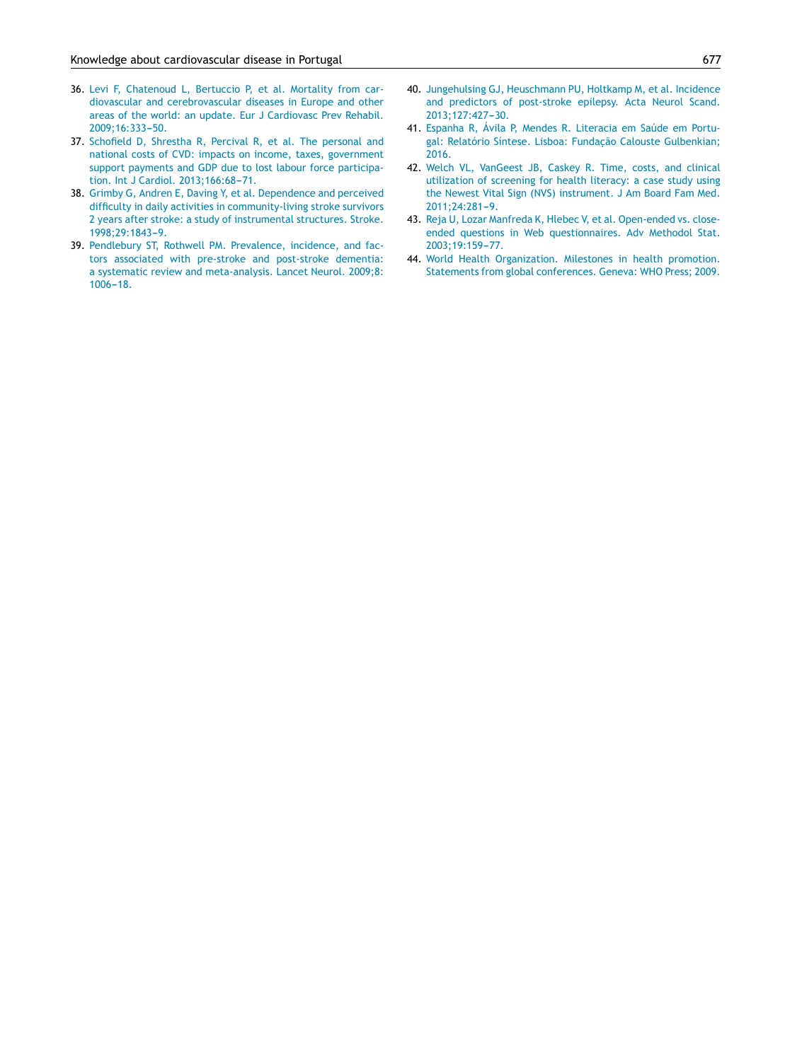36. Levi F, Chatenoud L, Bertuccio P, et al. Mortality from cardiovascular and cerebrovascular diseases in Europe and other areas of the world: an update. Eur J Cardiovasc Prev Rehabil. 2009;16:333–50.
37. Schofield D, Shrestha R, Percival R, et al. The personal and national costs of CVD: impacts on income, taxes, government support payments and GDP due to lost labour force participation. Int J Cardiol. 2013;166:68–71.
38. Grimby G, Andren E, Daving Y, et al. Dependence and perceived difficulty in daily activities in community-living stroke survivors 2 years after stroke: a study of instrumental structures. Stroke. 1998;29:1843–9.
39. Pendlebury ST, Rothwell PM. Prevalence, incidence, and factors associated with pre-stroke and post-stroke dementia: a systematic review and meta-analysis. Lancet Neurol. 2009;8:1006–18.
40. Jungehulsing GJ, Heuschmann PU, Holtkamp M, et al. Incidence and predictors of post-stroke epilepsy. Acta Neurol Scand. 2013;127:427–30.
41. Espanha R, Ávila P, Mendes R. Literacia em Saúde em Portugal: Relatório Síntese. Lisboa: Fundação Calouste Gulbenkian; 2016.
42. Welch VL, VanGeest JB, Caskey R. Time, costs, and clinical utilization of screening for health literacy: a case study using the Newest Vital Sign (NVS) instrument. J Am Board Fam Med. 2011;24:281–9.
43. Reja U, Lozar Manfreda K, Hlebec V, et al. Open-ended vs. close-ended questions in Web questionnaires. Adv Methodol Stat. 2003;19:159–77.
44. World Health Organization. Milestones in health promotion. Statements from global conferences. Geneva: WHO Press; 2009.